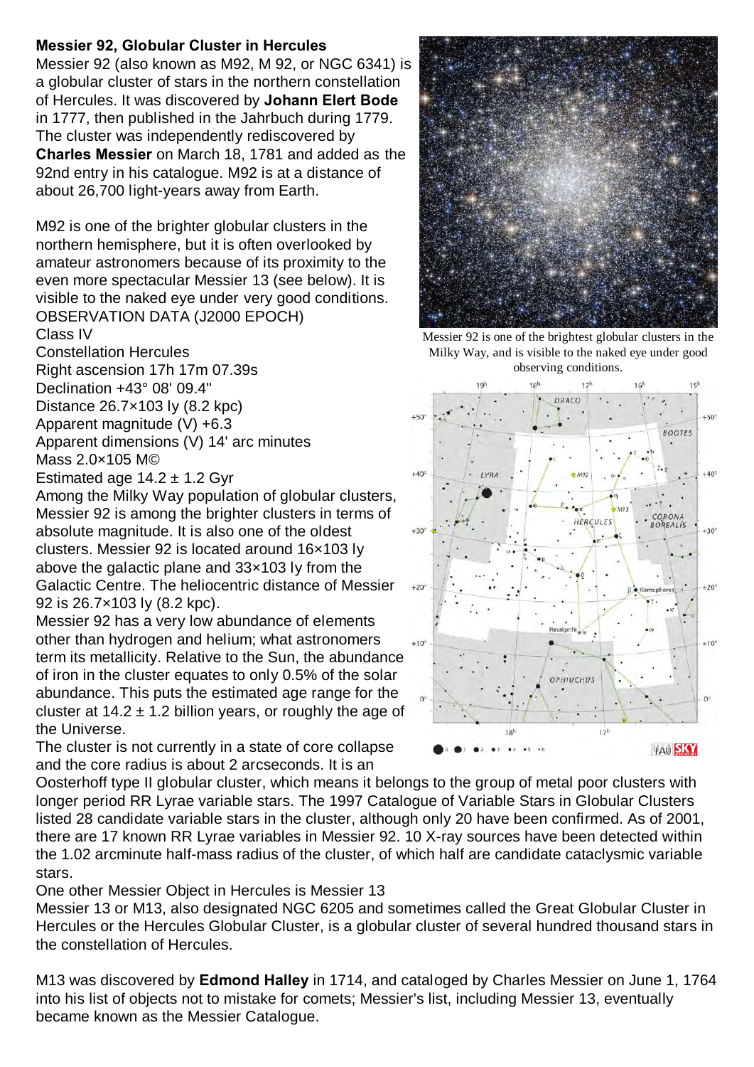**Messier 92, Globular Cluster in Hercules**

Messier 92 (also known as M92, M 92, or NGC 6341) is a globular cluster of stars in the northern constellation of Hercules. It was discovered by **Johann Elert Bode** in 1777, then published in the Jahrbuch during 1779. The cluster was independently rediscovered by **Charles Messier** on March 18, 1781 and added as the 92nd entry in his catalogue. M92 is at a distance of about 26,700 light-years away from Earth.

M92 is one of the brighter globular clusters in the northern hemisphere, but it is often overlooked by amateur astronomers because of its proximity to the even more spectacular Messier 13 (see below). It is visible to the naked eye under very good conditions.

OBSERVATION DATA (J2000 EPOCH)
Class IV
Constellation Hercules
Right ascension 17h 17m 07.39s
Declination +43° 08' 09.4"
Distance 26.7×103 ly (8.2 kpc)
Apparent magnitude (V) +6.3
Apparent dimensions (V) 14' arc minutes
Mass 2.0×105 M©
Estimated age 14.2 ± 1.2 Gyr

Among the Milky Way population of globular clusters, Messier 92 is among the brighter clusters in terms of absolute magnitude. It is also one of the oldest clusters. Messier 92 is located around 16×103 ly above the galactic plane and 33×103 ly from the Galactic Centre. The heliocentric distance of Messier 92 is 26.7×103 ly (8.2 kpc).

Messier 92 has a very low abundance of elements other than hydrogen and helium; what astronomers term its metallicity. Relative to the Sun, the abundance of iron in the cluster equates to only 0.5% of the solar abundance. This puts the estimated age range for the cluster at 14.2 ± 1.2 billion years, or roughly the age of the Universe.

The cluster is not currently in a state of core collapse and the core radius is about 2 arcseconds. It is an Oosterhoff type II globular cluster, which means it belongs to the group of metal poor clusters with longer period RR Lyrae variable stars. The 1997 Catalogue of Variable Stars in Globular Clusters listed 28 candidate variable stars in the cluster, although only 20 have been confirmed. As of 2001, there are 17 known RR Lyrae variables in Messier 92. 10 X-ray sources have been detected within the 1.02 arcminute half-mass radius of the cluster, of which half are candidate cataclysmic variable stars.

Messier 92 is one of the brightest globular clusters in the Milky Way, and is visible to the naked eye under good observing conditions.

One other Messier Object in Hercules is Messier 13

Messier 13 or M13, also designated NGC 6205 and sometimes called the Great Globular Cluster in Hercules or the Hercules Globular Cluster, is a globular cluster of several hundred thousand stars in the constellation of Hercules.

M13 was discovered by **Edmond Halley** in 1714, and cataloged by Charles Messier on June 1, 1764 into his list of objects not to mistake for comets; Messier's list, including Messier 13, eventually became known as the Messier Catalogue.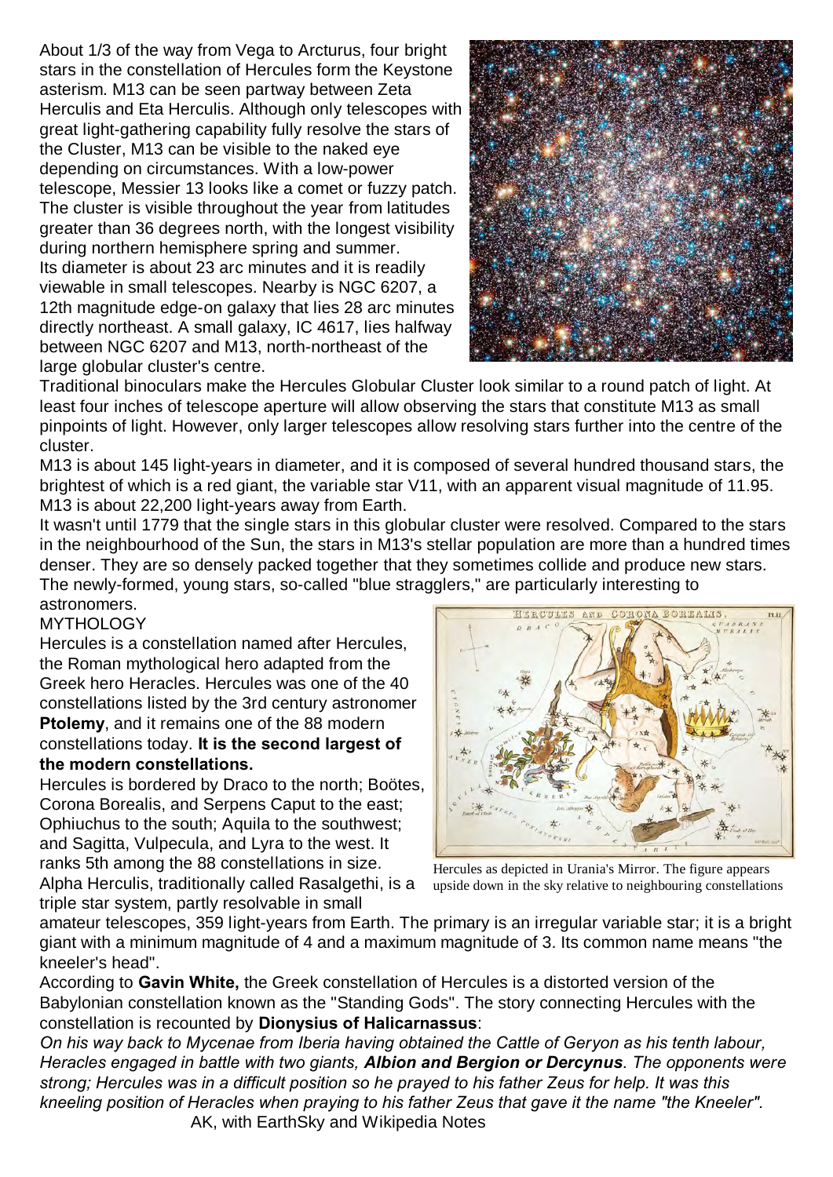About 1/3 of the way from Vega to Arcturus, four bright stars in the constellation of Hercules form the Keystone asterism. M13 can be seen partway between Zeta Herculis and Eta Herculis. Although only telescopes with great light-gathering capability fully resolve the stars of the Cluster, M13 can be visible to the naked eye depending on circumstances. With a low-power telescope, Messier 13 looks like a comet or fuzzy patch. The cluster is visible throughout the year from latitudes greater than 36 degrees north, with the longest visibility during northern hemisphere spring and summer.
Its diameter is about 23 arc minutes and it is readily viewable in small telescopes. Nearby is NGC 6207, a 12th magnitude edge-on galaxy that lies 28 arc minutes directly northeast. A small galaxy, IC 4617, lies halfway between NGC 6207 and M13, north-northeast of the large globular cluster's centre.

Traditional binoculars make the Hercules Globular Cluster look similar to a round patch of light. At least four inches of telescope aperture will allow observing the stars that constitute M13 as small pinpoints of light. However, only larger telescopes allow resolving stars further into the centre of the cluster.

M13 is about 145 light-years in diameter, and it is composed of several hundred thousand stars, the brightest of which is a red giant, the variable star V11, with an apparent visual magnitude of 11.95. M13 is about 22,200 light-years away from Earth.

It wasn't until 1779 that the single stars in this globular cluster were resolved. Compared to the stars in the neighbourhood of the Sun, the stars in M13's stellar population are more than a hundred times denser. They are so densely packed together that they sometimes collide and produce new stars. The newly-formed, young stars, so-called "blue stragglers," are particularly interesting to astronomers.

MYTHOLOGY

Hercules is a constellation named after Hercules, the Roman mythological hero adapted from the Greek hero Heracles. Hercules was one of the 40 constellations listed by the 3rd century astronomer **Ptolemy**, and it remains one of the 88 modern constellations today. **It is the second largest of the modern constellations.**

Hercules is bordered by Draco to the north; Boötes, Corona Borealis, and Serpens Caput to the east; Ophiuchus to the south; Aquila to the southwest; and Sagitta, Vulpecula, and Lyra to the west. It ranks 5th among the 88 constellations in size.

Hercules as depicted in Urania's Mirror. The figure appears upside down in the sky relative to neighbouring constellations

Alpha Herculis, traditionally called Rasalgethi, is a triple star system, partly resolvable in small amateur telescopes, 359 light-years from Earth. The primary is an irregular variable star; it is a bright giant with a minimum magnitude of 4 and a maximum magnitude of 3. Its common name means "the kneeler's head".

According to **Gavin White,** the Greek constellation of Hercules is a distorted version of the Babylonian constellation known as the "Standing Gods". The story connecting Hercules with the constellation is recounted by **Dionysius of Halicarnassus**:

*On his way back to Mycenae from Iberia having obtained the Cattle of Geryon as his tenth labour, Heracles engaged in battle with two giants,* ***Albion and Bergion or Dercynus****. The opponents were strong; Hercules was in a difficult position so he prayed to his father Zeus for help. It was this kneeling position of Heracles when praying to his father Zeus that gave it the name "the Kneeler".*

AK, with EarthSky and Wikipedia Notes